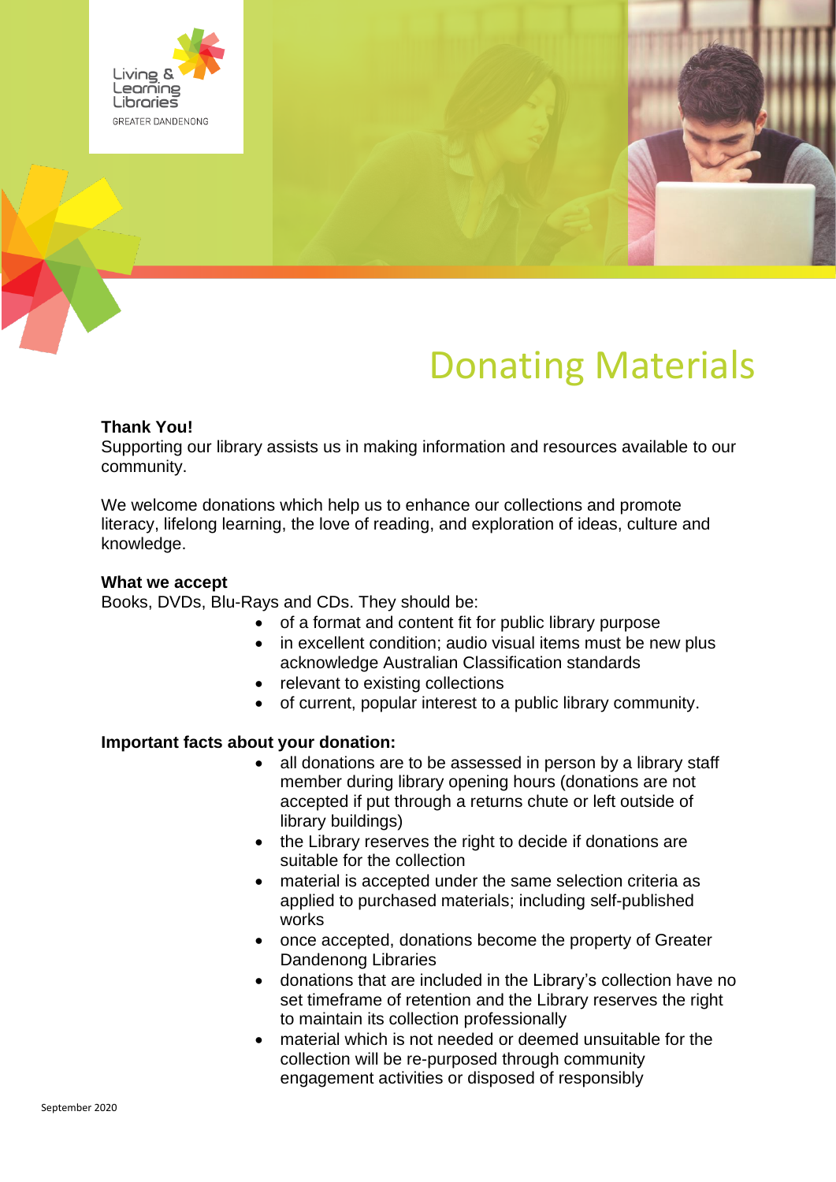# Donating Materials

**Thank You!**
Supporting our library assists us in making information and resources available to our community.

We welcome donations which help us to enhance our collections and promote literacy, lifelong learning, the love of reading, and exploration of ideas, culture and knowledge.

**What we accept**
Books, DVDs, Blu-Rays and CDs. They should be:

- of a format and content fit for public library purpose
- in excellent condition; audio visual items must be new plus acknowledge Australian Classification standards
- relevant to existing collections
- of current, popular interest to a public library community.

**Important facts about your donation:**

- all donations are to be assessed in person by a library staff member during library opening hours (donations are not accepted if put through a returns chute or left outside of library buildings)
- the Library reserves the right to decide if donations are suitable for the collection
- material is accepted under the same selection criteria as applied to purchased materials; including self-published works
- once accepted, donations become the property of Greater Dandenong Libraries
- donations that are included in the Library's collection have no set timeframe of retention and the Library reserves the right to maintain its collection professionally
- material which is not needed or deemed unsuitable for the collection will be re-purposed through community engagement activities or disposed of responsibly

September 2020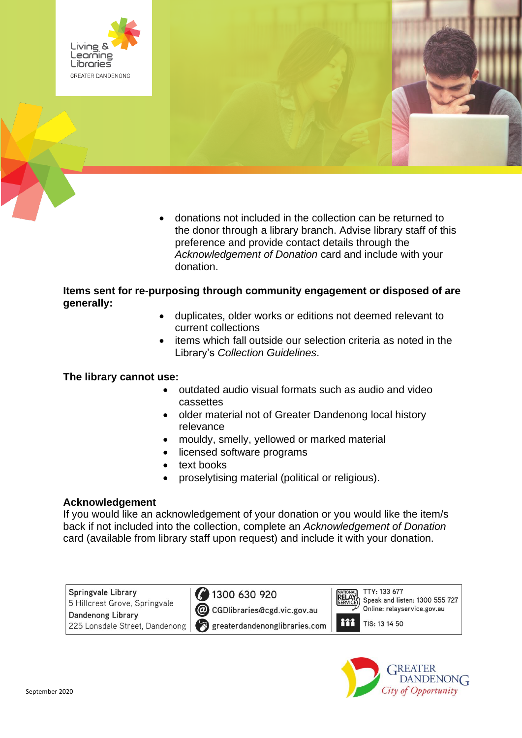- donations not included in the collection can be returned to the donor through a library branch. Advise library staff of this preference and provide contact details through the *Acknowledgement of Donation* card and include with your donation.

**Items sent for re-purposing through community engagement or disposed of are generally:**

- duplicates, older works or editions not deemed relevant to current collections
- items which fall outside our selection criteria as noted in the Library's *Collection Guidelines*.

**The library cannot use:**

- outdated audio visual formats such as audio and video cassettes
- older material not of Greater Dandenong local history relevance
- mouldy, smelly, yellowed or marked material
- licensed software programs
- text books
- proselytising material (political or religious).

**Acknowledgement**

If you would like an acknowledgement of your donation or you would like the item/s back if not included into the collection, complete an *Acknowledgement of Donation* card (available from library staff upon request) and include it with your donation.

| | | |
|---|---|---|
| Springvale Library<br>5 Hillcrest Grove, Springvale<br>Dandenong Library<br>225 Lonsdale Street, Dandenong | 1300 630 920<br>CGDlibraries@cgd.vic.gov.au<br>greaterdandenonglibraries.com | TTY: 133 677<br>Speak and listen: 1300 555 727<br>Online: relayservice.gov.au<br>TIS: 13 14 50 |

September 2020